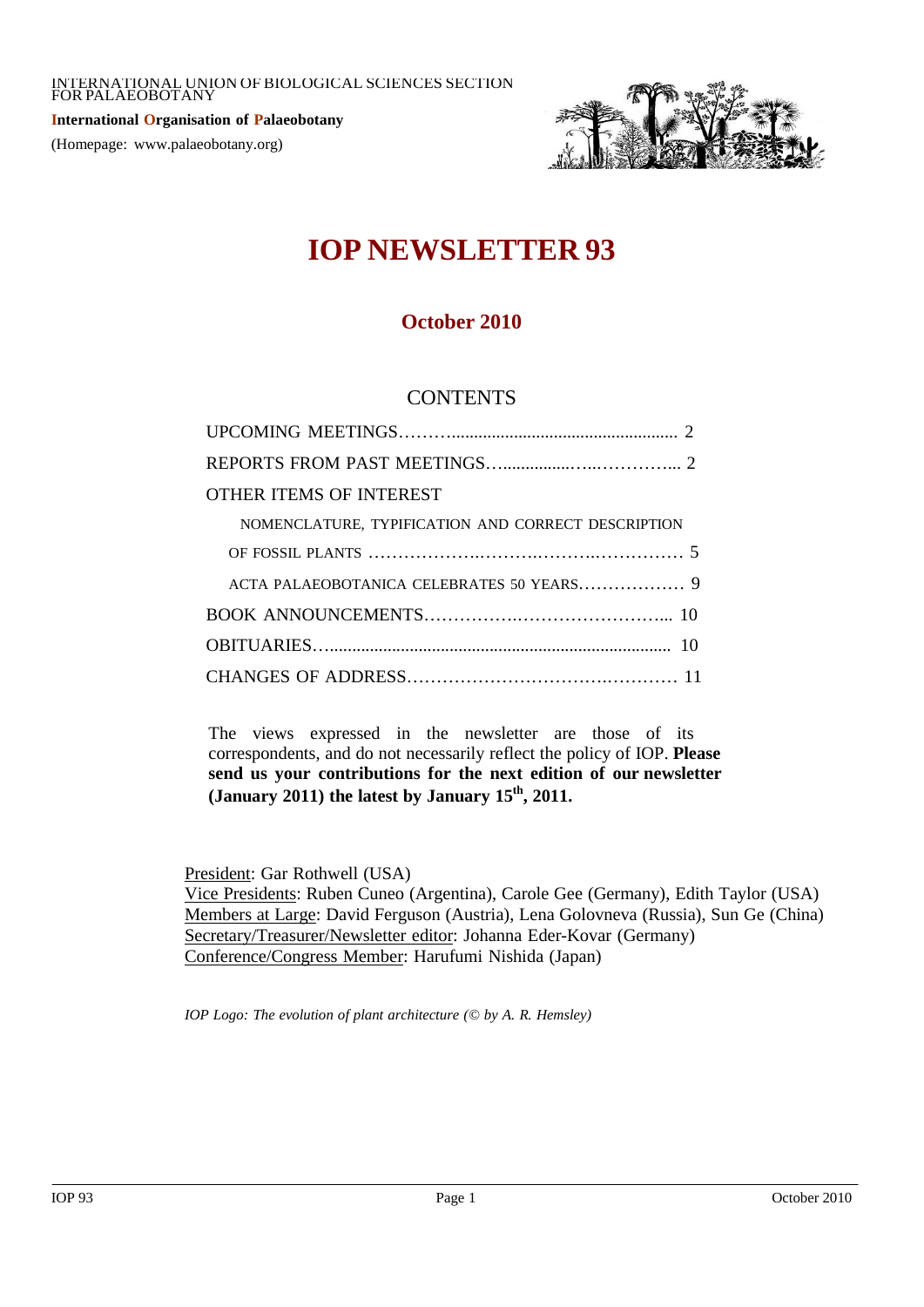INTERNATIONAL UNION OF BIOLOGICAL SCIENCES SECTION FOR PALAEOBOTANY

**International Organisation of Palaeobotany**

(Homepage: www.palaeobotany.org)

# IOP NEWSLETTER 93

## October 2010

### CONTENTS

UPCOMING MEETINGS……….................................................. 2

REPORTS FROM PAST MEETINGS…...............…..………... 2

OTHER ITEMS OF INTEREST

NOMENCLATURE, TYPIFICATION AND CORRECT DESCRIPTION OF FOSSIL PLANTS ……………….……….……….……………. 5

ACTA PALAEOBOTANICA CELEBRATES 50 YEARS……………… 9

BOOK ANNOUNCEMENTS…………….…………………….... 10

OBITUARIES…........................................................................ 10

CHANGES OF ADDRESS……………………………….………… 11

The views expressed in the newsletter are those of its correspondents, and do not necessarily reflect the policy of IOP. **Please send us your contributions for the next edition of our newsletter (January 2011) the latest by January 15th, 2011.**

President: Gar Rothwell (USA)
Vice Presidents: Ruben Cuneo (Argentina), Carole Gee (Germany), Edith Taylor (USA)
Members at Large: David Ferguson (Austria), Lena Golovneva (Russia), Sun Ge (China)
Secretary/Treasurer/Newsletter editor: Johanna Eder-Kovar (Germany)
Conference/Congress Member: Harufumi Nishida (Japan)

*IOP Logo: The evolution of plant architecture (© by A. R. Hemsley)*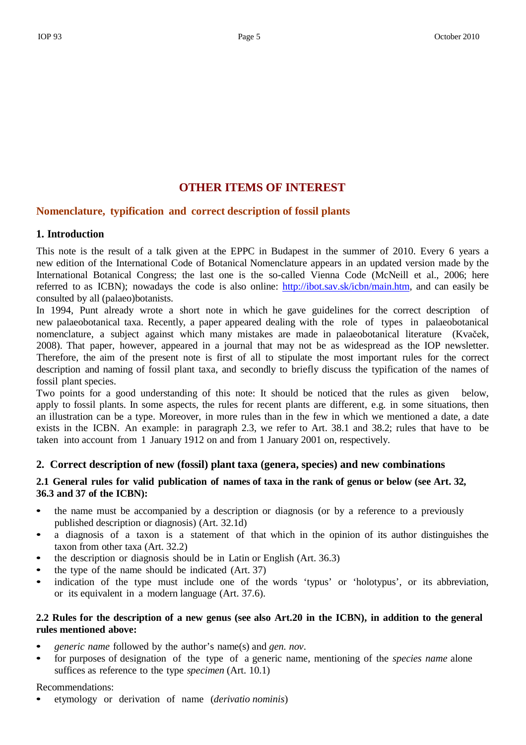# OTHER ITEMS OF INTEREST

## Nomenclature, typification and correct description of fossil plants

### 1. Introduction

This note is the result of a talk given at the EPPC in Budapest in the summer of 2010. Every 6 years a new edition of the International Code of Botanical Nomenclature appears in an updated version made by the International Botanical Congress; the last one is the so-called Vienna Code (McNeill et al., 2006; here referred to as ICBN); nowadays the code is also online: http://ibot.sav.sk/icbn/main.htm, and can easily be consulted by all (palaeo)botanists.

In 1994, Punt already wrote a short note in which he gave guidelines for the correct description of new palaeobotanical taxa. Recently, a paper appeared dealing with the role of types in palaeobotanical nomenclature, a subject against which many mistakes are made in palaeobotanical literature (Kvaček, 2008). That paper, however, appeared in a journal that may not be as widespread as the IOP newsletter. Therefore, the aim of the present note is first of all to stipulate the most important rules for the correct description and naming of fossil plant taxa, and secondly to briefly discuss the typification of the names of fossil plant species.

Two points for a good understanding of this note: It should be noticed that the rules as given below, apply to fossil plants. In some aspects, the rules for recent plants are different, e.g. in some situations, then an illustration can be a type. Moreover, in more rules than in the few in which we mentioned a date, a date exists in the ICBN. An example: in paragraph 2.3, we refer to Art. 38.1 and 38.2; rules that have to be taken into account from 1 January 1912 on and from 1 January 2001 on, respectively.

### 2. Correct description of new (fossil) plant taxa (genera, species) and new combinations

#### 2.1 General rules for valid publication of names of taxa in the rank of genus or below (see Art. 32, 36.3 and 37 of the ICBN):

- the name must be accompanied by a description or diagnosis (or by a reference to a previously published description or diagnosis) (Art. 32.1d)
- a diagnosis of a taxon is a statement of that which in the opinion of its author distinguishes the taxon from other taxa (Art. 32.2)
- the description or diagnosis should be in Latin or English (Art. 36.3)
- the type of the name should be indicated (Art. 37)
- indication of the type must include one of the words 'typus' or 'holotypus', or its abbreviation, or its equivalent in a modern language (Art. 37.6).

#### 2.2 Rules for the description of a new genus (see also Art.20 in the ICBN), in addition to the general rules mentioned above:

- *generic name* followed by the author's name(s) and *gen. nov*.
- for purposes of designation of the type of a generic name, mentioning of the *species name* alone suffices as reference to the type *specimen* (Art. 10.1)

Recommendations:

- etymology or derivation of name (*derivatio nominis*)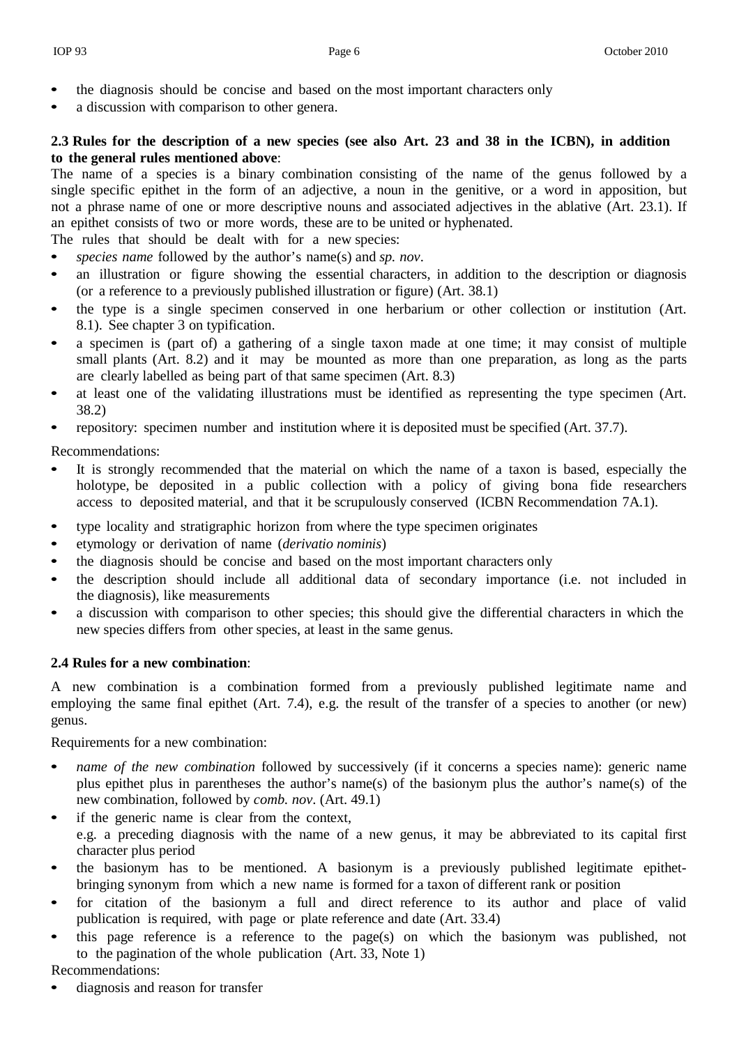- the diagnosis should be concise and based on the most important characters only
- a discussion with comparison to other genera.

**2.3 Rules for the description of a new species (see also Art. 23 and 38 in the ICBN), in addition to the general rules mentioned above**:

The name of a species is a binary combination consisting of the name of the genus followed by a single specific epithet in the form of an adjective, a noun in the genitive, or a word in apposition, but not a phrase name of one or more descriptive nouns and associated adjectives in the ablative (Art. 23.1). If an epithet consists of two or more words, these are to be united or hyphenated.

The rules that should be dealt with for a new species:

- *species name* followed by the author's name(s) and *sp. nov*.
- an illustration or figure showing the essential characters, in addition to the description or diagnosis (or a reference to a previously published illustration or figure) (Art. 38.1)
- the type is a single specimen conserved in one herbarium or other collection or institution (Art. 8.1). See chapter 3 on typification.
- a specimen is (part of) a gathering of a single taxon made at one time; it may consist of multiple small plants (Art. 8.2) and it may be mounted as more than one preparation, as long as the parts are clearly labelled as being part of that same specimen (Art. 8.3)
- at least one of the validating illustrations must be identified as representing the type specimen (Art. 38.2)
- repository: specimen number and institution where it is deposited must be specified (Art. 37.7).

Recommendations:

- It is strongly recommended that the material on which the name of a taxon is based, especially the holotype, be deposited in a public collection with a policy of giving bona fide researchers access to deposited material, and that it be scrupulously conserved (ICBN Recommendation 7A.1).
- type locality and stratigraphic horizon from where the type specimen originates
- etymology or derivation of name (*derivatio nominis*)
- the diagnosis should be concise and based on the most important characters only
- the description should include all additional data of secondary importance (i.e. not included in the diagnosis), like measurements
- a discussion with comparison to other species; this should give the differential characters in which the new species differs from other species, at least in the same genus.

**2.4 Rules for a new combination**:

A new combination is a combination formed from a previously published legitimate name and employing the same final epithet (Art. 7.4), e.g. the result of the transfer of a species to another (or new) genus.

Requirements for a new combination:

- *name of the new combination* followed by successively (if it concerns a species name): generic name plus epithet plus in parentheses the author's name(s) of the basionym plus the author's name(s) of the new combination, followed by *comb. nov*. (Art. 49.1)
- if the generic name is clear from the context,
  e.g. a preceding diagnosis with the name of a new genus, it may be abbreviated to its capital first character plus period
- the basionym has to be mentioned. A basionym is a previously published legitimate epithet-bringing synonym from which a new name is formed for a taxon of different rank or position
- for citation of the basionym a full and direct reference to its author and place of valid publication is required, with page or plate reference and date (Art. 33.4)
- this page reference is a reference to the page(s) on which the basionym was published, not to the pagination of the whole publication (Art. 33, Note 1)

Recommendations:

- diagnosis and reason for transfer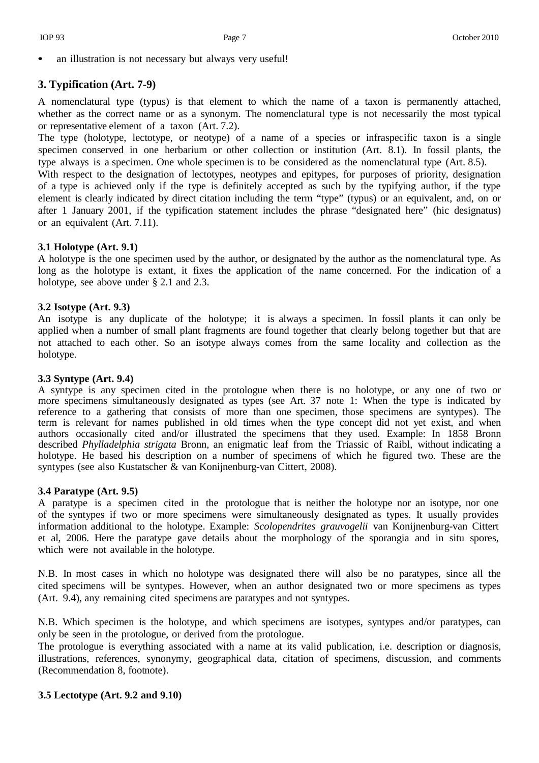- an illustration is not necessary but always very useful!

## 3. Typification (Art. 7-9)

A nomenclatural type (typus) is that element to which the name of a taxon is permanently attached, whether as the correct name or as a synonym. The nomenclatural type is not necessarily the most typical or representative element of a taxon (Art. 7.2).

The type (holotype, lectotype, or neotype) of a name of a species or infraspecific taxon is a single specimen conserved in one herbarium or other collection or institution (Art. 8.1). In fossil plants, the type always is a specimen. One whole specimen is to be considered as the nomenclatural type (Art. 8.5).

With respect to the designation of lectotypes, neotypes and epitypes, for purposes of priority, designation of a type is achieved only if the type is definitely accepted as such by the typifying author, if the type element is clearly indicated by direct citation including the term "type" (typus) or an equivalent, and, on or after 1 January 2001, if the typification statement includes the phrase "designated here" (hic designatus) or an equivalent (Art. 7.11).

### 3.1 Holotype (Art. 9.1)

A holotype is the one specimen used by the author, or designated by the author as the nomenclatural type. As long as the holotype is extant, it fixes the application of the name concerned. For the indication of a holotype, see above under § 2.1 and 2.3.

### 3.2 Isotype (Art. 9.3)

An isotype is any duplicate of the holotype; it is always a specimen. In fossil plants it can only be applied when a number of small plant fragments are found together that clearly belong together but that are not attached to each other. So an isotype always comes from the same locality and collection as the holotype.

### 3.3 Syntype (Art. 9.4)

A syntype is any specimen cited in the protologue when there is no holotype, or any one of two or more specimens simultaneously designated as types (see Art. 37 note 1: When the type is indicated by reference to a gathering that consists of more than one specimen, those specimens are syntypes). The term is relevant for names published in old times when the type concept did not yet exist, and when authors occasionally cited and/or illustrated the specimens that they used. Example: In 1858 Bronn described *Phylladelphia strigata* Bronn, an enigmatic leaf from the Triassic of Raibl, without indicating a holotype. He based his description on a number of specimens of which he figured two. These are the syntypes (see also Kustatscher & van Konijnenburg-van Cittert, 2008).

### 3.4 Paratype (Art. 9.5)

A paratype is a specimen cited in the protologue that is neither the holotype nor an isotype, nor one of the syntypes if two or more specimens were simultaneously designated as types. It usually provides information additional to the holotype. Example: *Scolopendrites grauvogelii* van Konijnenburg-van Cittert et al, 2006. Here the paratype gave details about the morphology of the sporangia and in situ spores, which were not available in the holotype.

N.B. In most cases in which no holotype was designated there will also be no paratypes, since all the cited specimens will be syntypes. However, when an author designated two or more specimens as types (Art. 9.4), any remaining cited specimens are paratypes and not syntypes.

N.B. Which specimen is the holotype, and which specimens are isotypes, syntypes and/or paratypes, can only be seen in the protologue, or derived from the protologue.

The protologue is everything associated with a name at its valid publication, i.e. description or diagnosis, illustrations, references, synonymy, geographical data, citation of specimens, discussion, and comments (Recommendation 8, footnote).

### 3.5 Lectotype (Art. 9.2 and 9.10)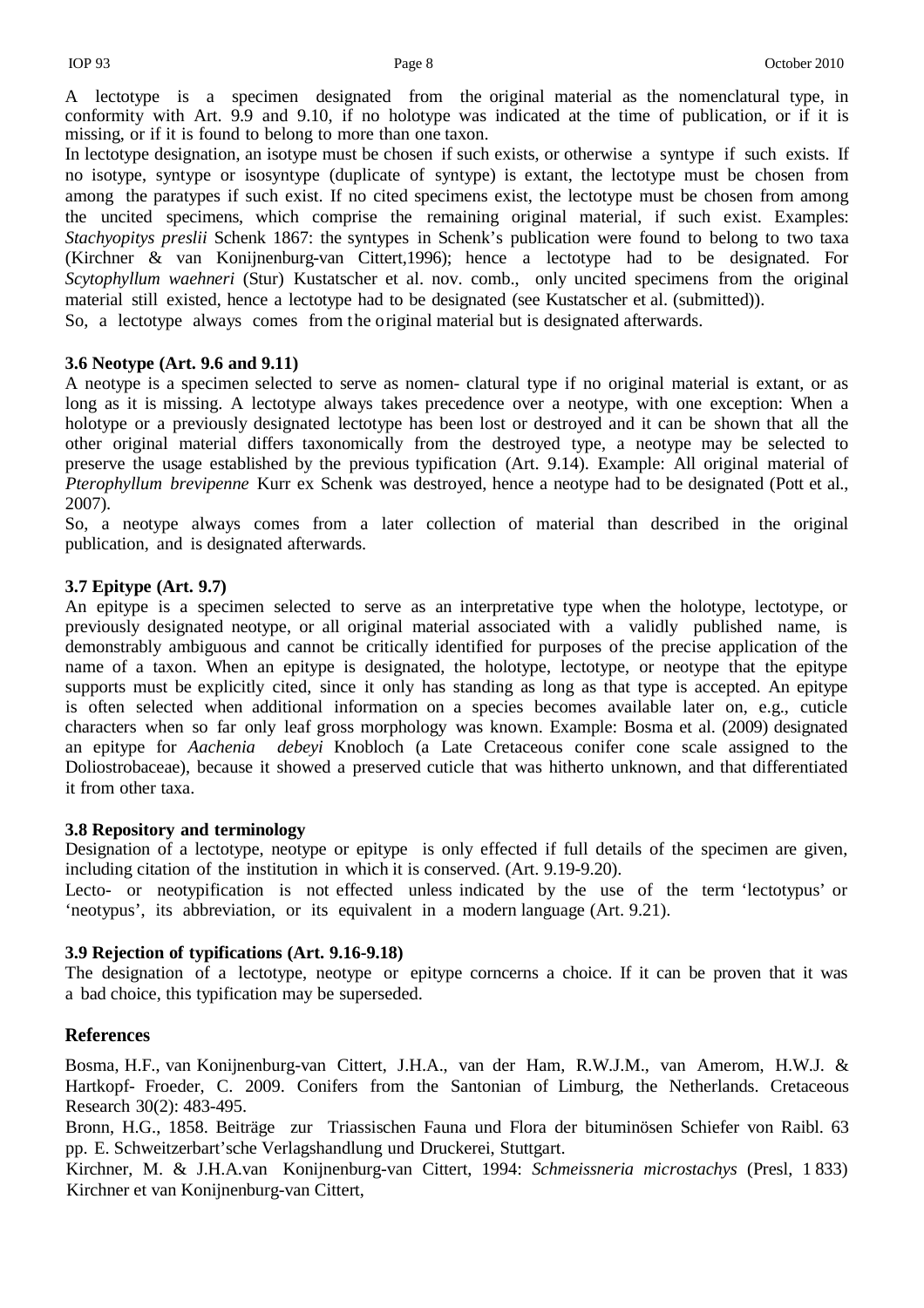A lectotype is a specimen designated from the original material as the nomenclatural type, in conformity with Art. 9.9 and 9.10, if no holotype was indicated at the time of publication, or if it is missing, or if it is found to belong to more than one taxon.

In lectotype designation, an isotype must be chosen if such exists, or otherwise a syntype if such exists. If no isotype, syntype or isosyntype (duplicate of syntype) is extant, the lectotype must be chosen from among the paratypes if such exist. If no cited specimens exist, the lectotype must be chosen from among the uncited specimens, which comprise the remaining original material, if such exist. Examples: *Stachyopitys preslii* Schenk 1867: the syntypes in Schenk's publication were found to belong to two taxa (Kirchner & van Konijnenburg-van Cittert,1996); hence a lectotype had to be designated. For *Scytophyllum waehneri* (Stur) Kustatscher et al. nov. comb., only uncited specimens from the original material still existed, hence a lectotype had to be designated (see Kustatscher et al. (submitted)).

So, a lectotype always comes from the original material but is designated afterwards.

### 3.6 Neotype (Art. 9.6 and 9.11)

A neotype is a specimen selected to serve as nomen- clatural type if no original material is extant, or as long as it is missing. A lectotype always takes precedence over a neotype, with one exception: When a holotype or a previously designated lectotype has been lost or destroyed and it can be shown that all the other original material differs taxonomically from the destroyed type, a neotype may be selected to preserve the usage established by the previous typification (Art. 9.14). Example: All original material of *Pterophyllum brevipenne* Kurr ex Schenk was destroyed, hence a neotype had to be designated (Pott et al., 2007).

So, a neotype always comes from a later collection of material than described in the original publication, and is designated afterwards.

### 3.7 Epitype (Art. 9.7)

An epitype is a specimen selected to serve as an interpretative type when the holotype, lectotype, or previously designated neotype, or all original material associated with a validly published name, is demonstrably ambiguous and cannot be critically identified for purposes of the precise application of the name of a taxon. When an epitype is designated, the holotype, lectotype, or neotype that the epitype supports must be explicitly cited, since it only has standing as long as that type is accepted. An epitype is often selected when additional information on a species becomes available later on, e.g., cuticle characters when so far only leaf gross morphology was known. Example: Bosma et al. (2009) designated an epitype for *Aachenia debeyi* Knobloch (a Late Cretaceous conifer cone scale assigned to the Doliostrobaceae), because it showed a preserved cuticle that was hitherto unknown, and that differentiated it from other taxa.

### 3.8 Repository and terminology

Designation of a lectotype, neotype or epitype is only effected if full details of the specimen are given, including citation of the institution in which it is conserved. (Art. 9.19-9.20).

Lecto- or neotypification is not effected unless indicated by the use of the term 'lectotypus' or 'neotypus', its abbreviation, or its equivalent in a modern language (Art. 9.21).

### 3.9 Rejection of typifications (Art. 9.16-9.18)

The designation of a lectotype, neotype or epitype corncerns a choice. If it can be proven that it was a bad choice, this typification may be superseded.

## References

Bosma, H.F., van Konijnenburg-van Cittert, J.H.A., van der Ham, R.W.J.M., van Amerom, H.W.J. & Hartkopf- Froeder, C. 2009. Conifers from the Santonian of Limburg, the Netherlands. Cretaceous Research 30(2): 483-495.

Bronn, H.G., 1858. Beiträge zur Triassischen Fauna und Flora der bituminösen Schiefer von Raibl. 63 pp. E. Schweitzerbart'sche Verlagshandlung und Druckerei, Stuttgart.

Kirchner, M. & J.H.A.van Konijnenburg-van Cittert, 1994: *Schmeissneria microstachys* (Presl, 1 833) Kirchner et van Konijnenburg-van Cittert,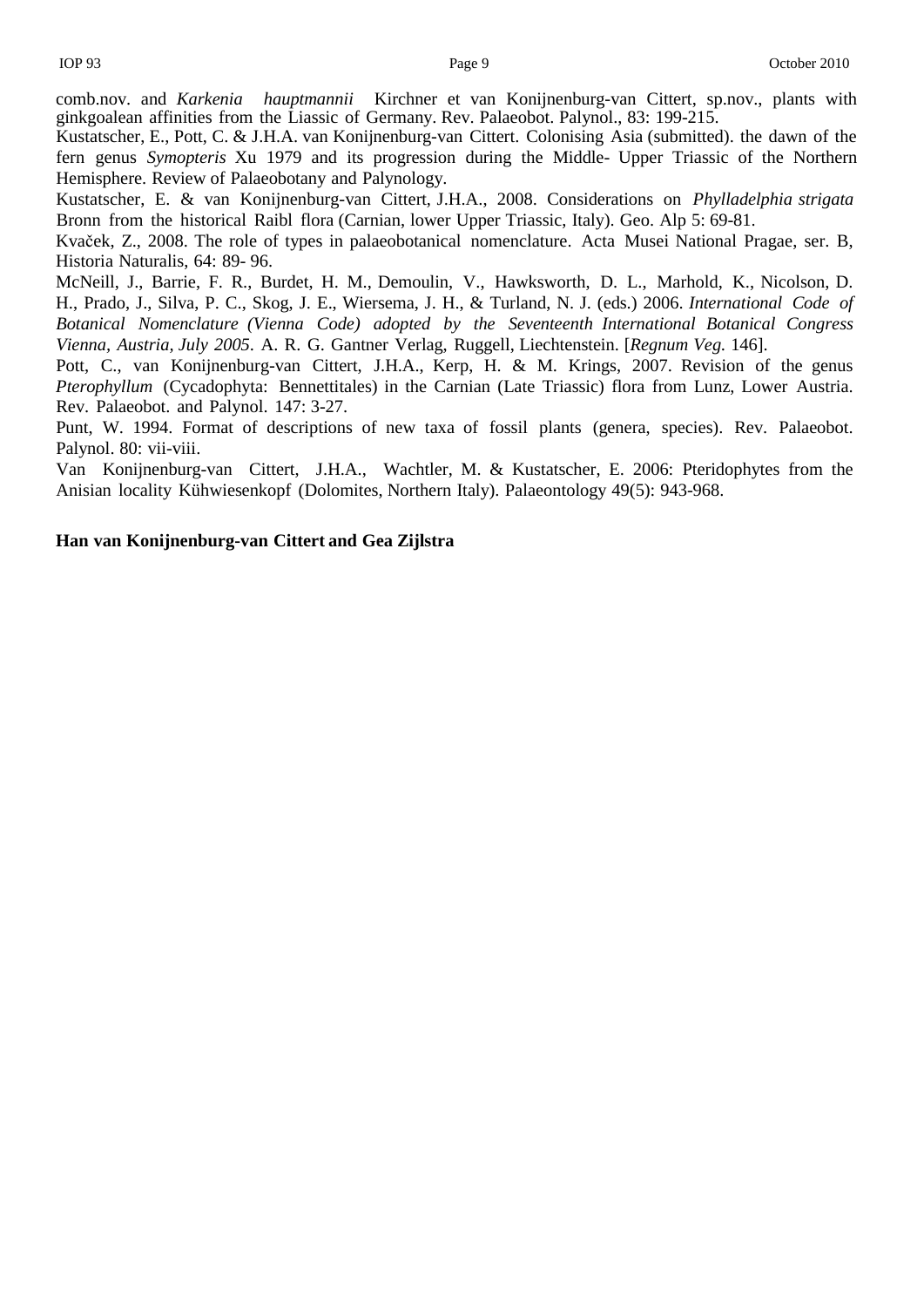comb.nov. and *Karkenia hauptmannii* Kirchner et van Konijnenburg-van Cittert, sp.nov., plants with ginkgoalean affinities from the Liassic of Germany. Rev. Palaeobot. Palynol., 83: 199-215.

Kustatscher, E., Pott, C. & J.H.A. van Konijnenburg-van Cittert. Colonising Asia (submitted). the dawn of the fern genus *Symopteris* Xu 1979 and its progression during the Middle- Upper Triassic of the Northern Hemisphere. Review of Palaeobotany and Palynology.

Kustatscher, E. & van Konijnenburg-van Cittert, J.H.A., 2008. Considerations on *Phylladelphia strigata* Bronn from the historical Raibl flora (Carnian, lower Upper Triassic, Italy). Geo. Alp 5: 69-81.

Kvaček, Z., 2008. The role of types in palaeobotanical nomenclature. Acta Musei National Pragae, ser. B, Historia Naturalis, 64: 89- 96.

McNeill, J., Barrie, F. R., Burdet, H. M., Demoulin, V., Hawksworth, D. L., Marhold, K., Nicolson, D. H., Prado, J., Silva, P. C., Skog, J. E., Wiersema, J. H., & Turland, N. J. (eds.) 2006. *International Code of Botanical Nomenclature (Vienna Code) adopted by the Seventeenth International Botanical Congress Vienna, Austria, July 2005*. A. R. G. Gantner Verlag, Ruggell, Liechtenstein. [*Regnum Veg.* 146].

Pott, C., van Konijnenburg-van Cittert, J.H.A., Kerp, H. & M. Krings, 2007. Revision of the genus *Pterophyllum* (Cycadophyta: Bennettitales) in the Carnian (Late Triassic) flora from Lunz, Lower Austria. Rev. Palaeobot. and Palynol. 147: 3-27.

Punt, W. 1994. Format of descriptions of new taxa of fossil plants (genera, species). Rev. Palaeobot. Palynol. 80: vii-viii.

Van Konijnenburg-van Cittert, J.H.A., Wachtler, M. & Kustatscher, E. 2006: Pteridophytes from the Anisian locality Kühwiesenkopf (Dolomites, Northern Italy). Palaeontology 49(5): 943-968.

**Han van Konijnenburg-van Cittert and Gea Zijlstra**